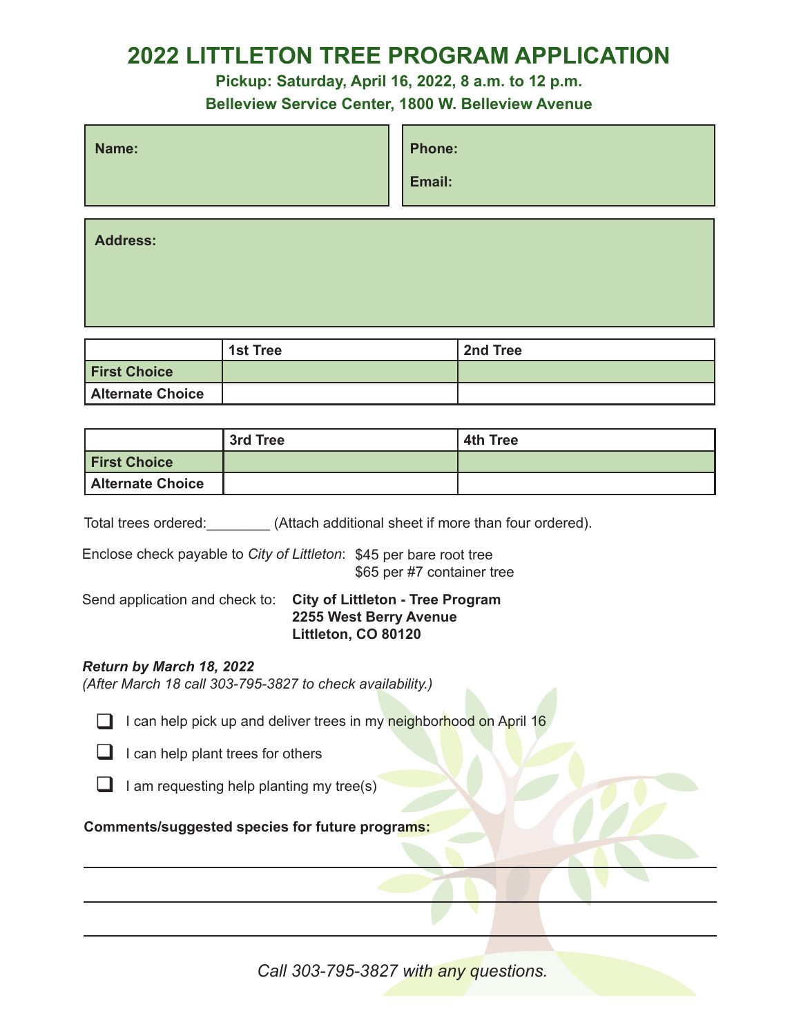# 2022 LITTLETON TREE PROGRAM APPLICATION

**Pickup: Saturday, April 16, 2022, 8 a.m. to 12 p.m.**

**Belleview Service Center, 1800 W. Belleview Avenue**

**Name:**

**Phone:**

**Email:**

**Address:**

| | 1st Tree | 2nd Tree |
|---|---|---|
| **First Choice** | | |
| **Alternate Choice** | | |

| | 3rd Tree | 4th Tree |
|---|---|---|
| **First Choice** | | |
| **Alternate Choice** | | |

Total trees ordered:________ (Attach additional sheet if more than four ordered).

Enclose check payable to *City of Littleton*: $45 per bare root tree
$65 per #7 container tree

Send application and check to: **City of Littleton - Tree Program**
**2255 West Berry Avenue**
**Littleton, CO 80120**

***Return by March 18, 2022***
*(After March 18 call 303-795-3827 to check availability.)*

- ❑ I can help pick up and deliver trees in my neighborhood on April 16
- ❑ I can help plant trees for others
- ❑ I am requesting help planting my tree(s)

**Comments/suggested species for future programs:**

______________________________________________

______________________________________________

______________________________________________

*Call 303-795-3827 with any questions.*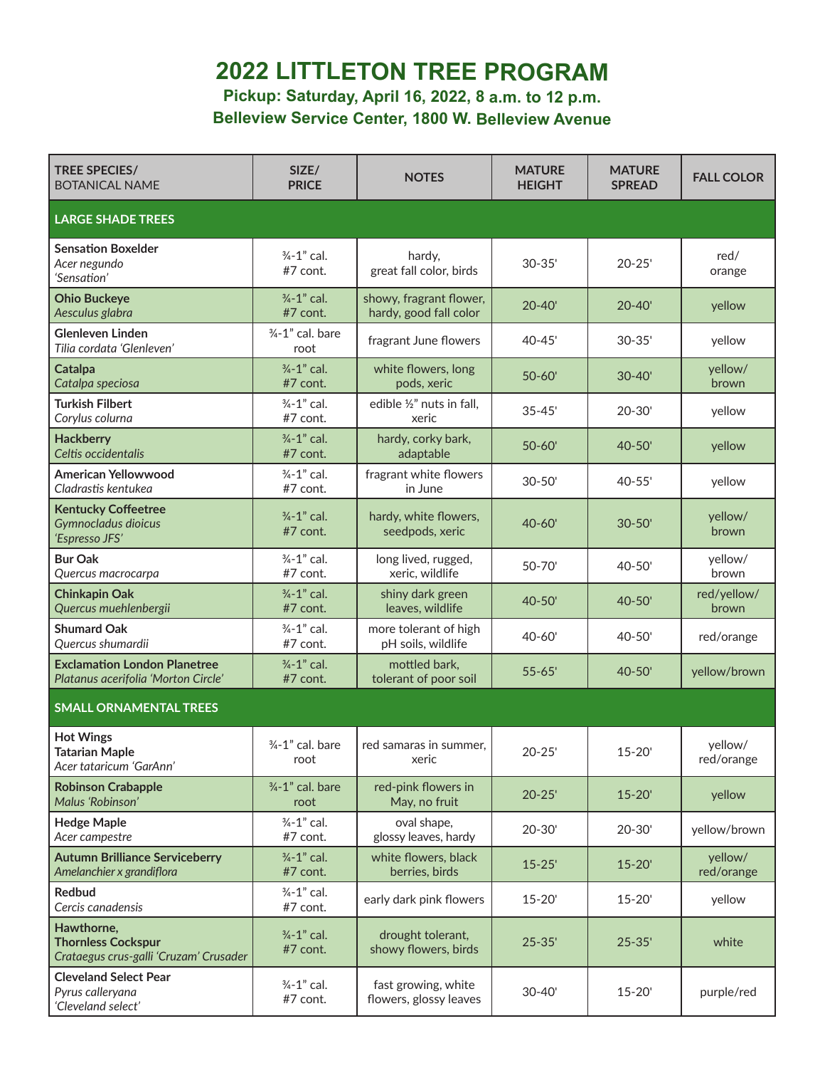# 2022 LITTLETON TREE PROGRAM

**Pickup: Saturday, April 16, 2022, 8 a.m. to 12 p.m.**

**Belleview Service Center, 1800 W. Belleview Avenue**

| TREE SPECIES/ BOTANICAL NAME | SIZE/ PRICE | NOTES | MATURE HEIGHT | MATURE SPREAD | FALL COLOR |
|---|---|---|---|---|---|
| **LARGE SHADE TREES** | | | | | |
| **Sensation Boxelder** *Acer negundo 'Sensation'* | ¾-1” cal. #7 cont. | hardy, great fall color, birds | 30-35' | 20-25' | red/ orange |
| **Ohio Buckeye** *Aesculus glabra* | ¾-1” cal. #7 cont. | showy, fragrant flower, hardy, good fall color | 20-40' | 20-40' | yellow |
| **Glenleven Linden** *Tilia cordata 'Glenleven'* | ¾-1” cal. bare root | fragrant June flowers | 40-45' | 30-35' | yellow |
| **Catalpa** *Catalpa speciosa* | ¾-1” cal. #7 cont. | white flowers, long pods, xeric | 50-60' | 30-40' | yellow/ brown |
| **Turkish Filbert** *Corylus colurna* | ¾-1” cal. #7 cont. | edible ½” nuts in fall, xeric | 35-45' | 20-30' | yellow |
| **Hackberry** *Celtis occidentalis* | ¾-1” cal. #7 cont. | hardy, corky bark, adaptable | 50-60' | 40-50' | yellow |
| **American Yellowwood** *Cladrastis kentukea* | ¾-1” cal. #7 cont. | fragrant white flowers in June | 30-50' | 40-55' | yellow |
| **Kentucky Coffeetree** *Gymnocladus dioicus 'Espresso JFS'* | ¾-1” cal. #7 cont. | hardy, white flowers, seedpods, xeric | 40-60' | 30-50' | yellow/ brown |
| **Bur Oak** *Quercus macrocarpa* | ¾-1” cal. #7 cont. | long lived, rugged, xeric, wildlife | 50-70' | 40-50' | yellow/ brown |
| **Chinkapin Oak** *Quercus muehlenbergii* | ¾-1” cal. #7 cont. | shiny dark green leaves, wildlife | 40-50' | 40-50' | red/yellow/ brown |
| **Shumard Oak** *Quercus shumardii* | ¾-1” cal. #7 cont. | more tolerant of high pH soils, wildlife | 40-60' | 40-50' | red/orange |
| **Exclamation London Planetree** *Platanus acerifolia 'Morton Circle'* | ¾-1” cal. #7 cont. | mottled bark, tolerant of poor soil | 55-65' | 40-50' | yellow/brown |
| **SMALL ORNAMENTAL TREES** | | | | | |
| **Hot Wings Tatarian Maple** *Acer tataricum 'GarAnn'* | ¾-1” cal. bare root | red samaras in summer, xeric | 20-25' | 15-20' | yellow/ red/orange |
| **Robinson Crabapple** *Malus 'Robinson'* | ¾-1” cal. bare root | red-pink flowers in May, no fruit | 20-25' | 15-20' | yellow |
| **Hedge Maple** *Acer campestre* | ¾-1” cal. #7 cont. | oval shape, glossy leaves, hardy | 20-30' | 20-30' | yellow/brown |
| **Autumn Brilliance Serviceberry** *Amelanchier x grandiflora* | ¾-1” cal. #7 cont. | white flowers, black berries, birds | 15-25' | 15-20' | yellow/ red/orange |
| **Redbud** *Cercis canadensis* | ¾-1” cal. #7 cont. | early dark pink flowers | 15-20' | 15-20' | yellow |
| **Hawthorne, Thornless Cockspur** *Crataegus crus-galli 'Cruzam' Crusader* | ¾-1” cal. #7 cont. | drought tolerant, showy flowers, birds | 25-35' | 25-35' | white |
| **Cleveland Select Pear** *Pyrus calleryana 'Cleveland select'* | ¾-1” cal. #7 cont. | fast growing, white flowers, glossy leaves | 30-40' | 15-20' | purple/red |